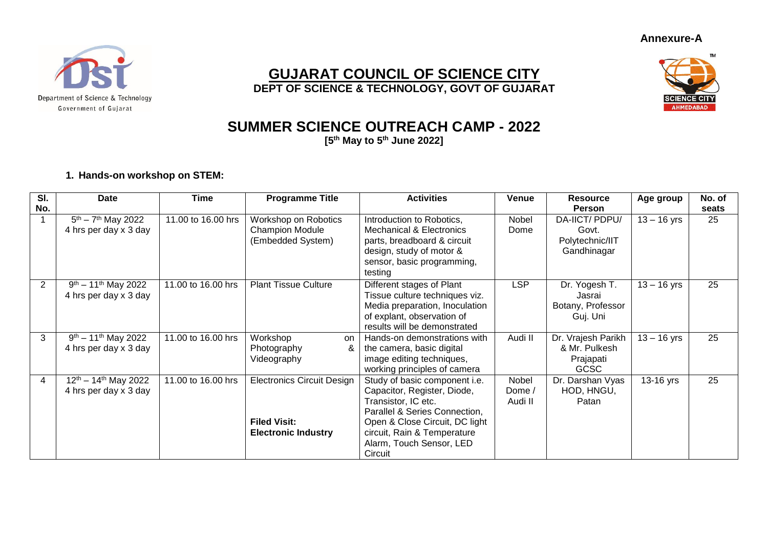Annexure-A

Department of Science & Technology
Government of Gujarat

# GUJARAT COUNCIL OF SCIENCE CITY

**DEPT OF SCIENCE & TECHNOLOGY, GOVT OF GUJARAT**

SCIENCE CITY AHMEDABAD

## SUMMER SCIENCE OUTREACH CAMP - 2022

**[5th May to 5th June 2022]**

### 1. Hands-on workshop on STEM:

| Sl. No. | Date | Time | Programme Title | Activities | Venue | Resource Person | Age group | No. of seats |
|---|---|---|---|---|---|---|---|---|
| 1 | 5th – 7th May 2022 4 hrs per day x 3 day | 11.00 to 16.00 hrs | Workshop on Robotics Champion Module (Embedded System) | Introduction to Robotics, Mechanical & Electronics parts, breadboard & circuit design, study of motor & sensor, basic programming, testing | Nobel Dome | DA-IICT/ PDPU/ Govt. Polytechnic/IIT Gandhinagar | 13 – 16 yrs | 25 |
| 2 | 9th – 11th May 2022 4 hrs per day x 3 day | 11.00 to 16.00 hrs | Plant Tissue Culture | Different stages of Plant Tissue culture techniques viz. Media preparation, Inoculation of explant, observation of results will be demonstrated | LSP | Dr. Yogesh T. Jasrai Botany, Professor Guj. Uni | 13 – 16 yrs | 25 |
| 3 | 9th – 11th May 2022 4 hrs per day x 3 day | 11.00 to 16.00 hrs | Workshop on Photography & Videography | Hands-on demonstrations with the camera, basic digital image editing techniques, working principles of camera | Audi II | Dr. Vrajesh Parikh & Mr. Pulkesh Prajapati GCSC | 13 – 16 yrs | 25 |
| 4 | 12th – 14th May 2022 4 hrs per day x 3 day | 11.00 to 16.00 hrs | Electronics Circuit Design<br><br>**Filed Visit: Electronic Industry** | Study of basic component i.e. Capacitor, Register, Diode, Transistor, IC etc. Parallel & Series Connection, Open & Close Circuit, DC light circuit, Rain & Temperature Alarm, Touch Sensor, LED Circuit | Nobel Dome / Audi II | Dr. Darshan Vyas HOD, HNGU, Patan | 13-16 yrs | 25 |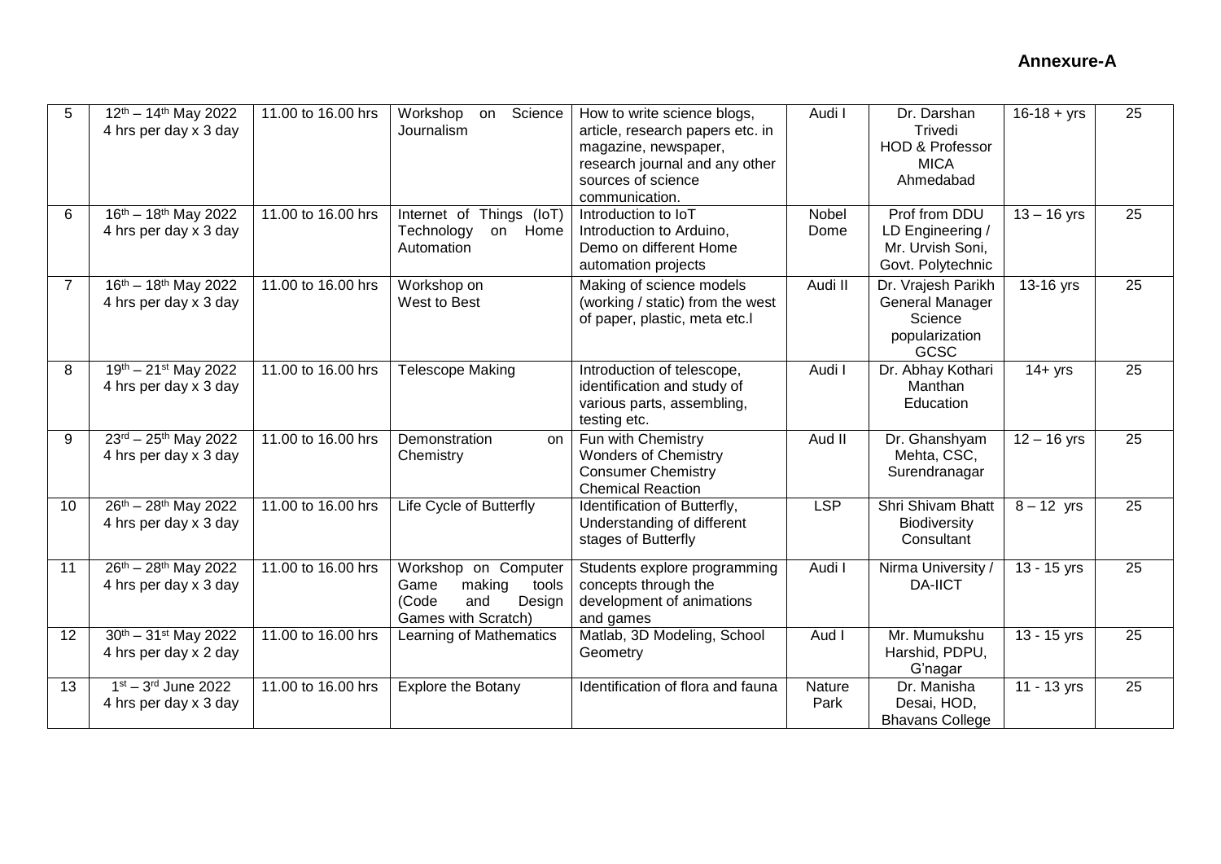**Annexure-A**

| 5 | $12^{th}$ – $14^{th}$ May 2022 4 hrs per day x 3 day | 11.00 to 16.00 hrs | Workshop on Science Journalism | How to write science blogs, article, research papers etc. in magazine, newspaper, research journal and any other sources of science communication. | Audi I | Dr. Darshan Trivedi HOD & Professor MICA Ahmedabad | 16-18 + yrs | 25 |
|---|---|---|---|---|---|---|---|---|
| 6 | $16^{th}$ – $18^{th}$ May 2022 4 hrs per day x 3 day | 11.00 to 16.00 hrs | Internet of Things (IoT) Technology on Home Automation | Introduction to IoT Introduction to Arduino, Demo on different Home automation projects | Nobel Dome | Prof from DDU LD Engineering / Mr. Urvish Soni, Govt. Polytechnic | 13 – 16 yrs | 25 |
| 7 | $16^{th}$ – $18^{th}$ May 2022 4 hrs per day x 3 day | 11.00 to 16.00 hrs | Workshop on West to Best | Making of science models (working / static) from the west of paper, plastic, meta etc.l | Audi II | Dr. Vrajesh Parikh General Manager Science popularization GCSC | 13-16 yrs | 25 |
| 8 | $19^{th}$ – $21^{st}$ May 2022 4 hrs per day x 3 day | 11.00 to 16.00 hrs | Telescope Making | Introduction of telescope, identification and study of various parts, assembling, testing etc. | Audi I | Dr. Abhay Kothari Manthan Education | 14+ yrs | 25 |
| 9 | $23^{rd}$ – $25^{th}$ May 2022 4 hrs per day x 3 day | 11.00 to 16.00 hrs | Demonstration on Chemistry | Fun with Chemistry Wonders of Chemistry Consumer Chemistry Chemical Reaction | Aud II | Dr. Ghanshyam Mehta, CSC, Surendranagar | 12 – 16 yrs | 25 |
| 10 | $26^{th}$ – $28^{th}$ May 2022 4 hrs per day x 3 day | 11.00 to 16.00 hrs | Life Cycle of Butterfly | Identification of Butterfly, Understanding of different stages of Butterfly | LSP | Shri Shivam Bhatt Biodiversity Consultant | 8 – 12 yrs | 25 |
| 11 | $26^{th}$ – $28^{th}$ May 2022 4 hrs per day x 3 day | 11.00 to 16.00 hrs | Workshop on Computer Game making tools (Code and Design Games with Scratch) | Students explore programming concepts through the development of animations and games | Audi I | Nirma University / DA-IICT | 13 - 15 yrs | 25 |
| 12 | $30^{th}$ – $31^{st}$ May 2022 4 hrs per day x 2 day | 11.00 to 16.00 hrs | Learning of Mathematics | Matlab, 3D Modeling, School Geometry | Aud I | Mr. Mumukshu Harshid, PDPU, G'nagar | 13 - 15 yrs | 25 |
| 13 | $1^{st}$ – $3^{rd}$ June 2022 4 hrs per day x 3 day | 11.00 to 16.00 hrs | Explore the Botany | Identification of flora and fauna | Nature Park | Dr. Manisha Desai, HOD, Bhavans College | 11 - 13 yrs | 25 |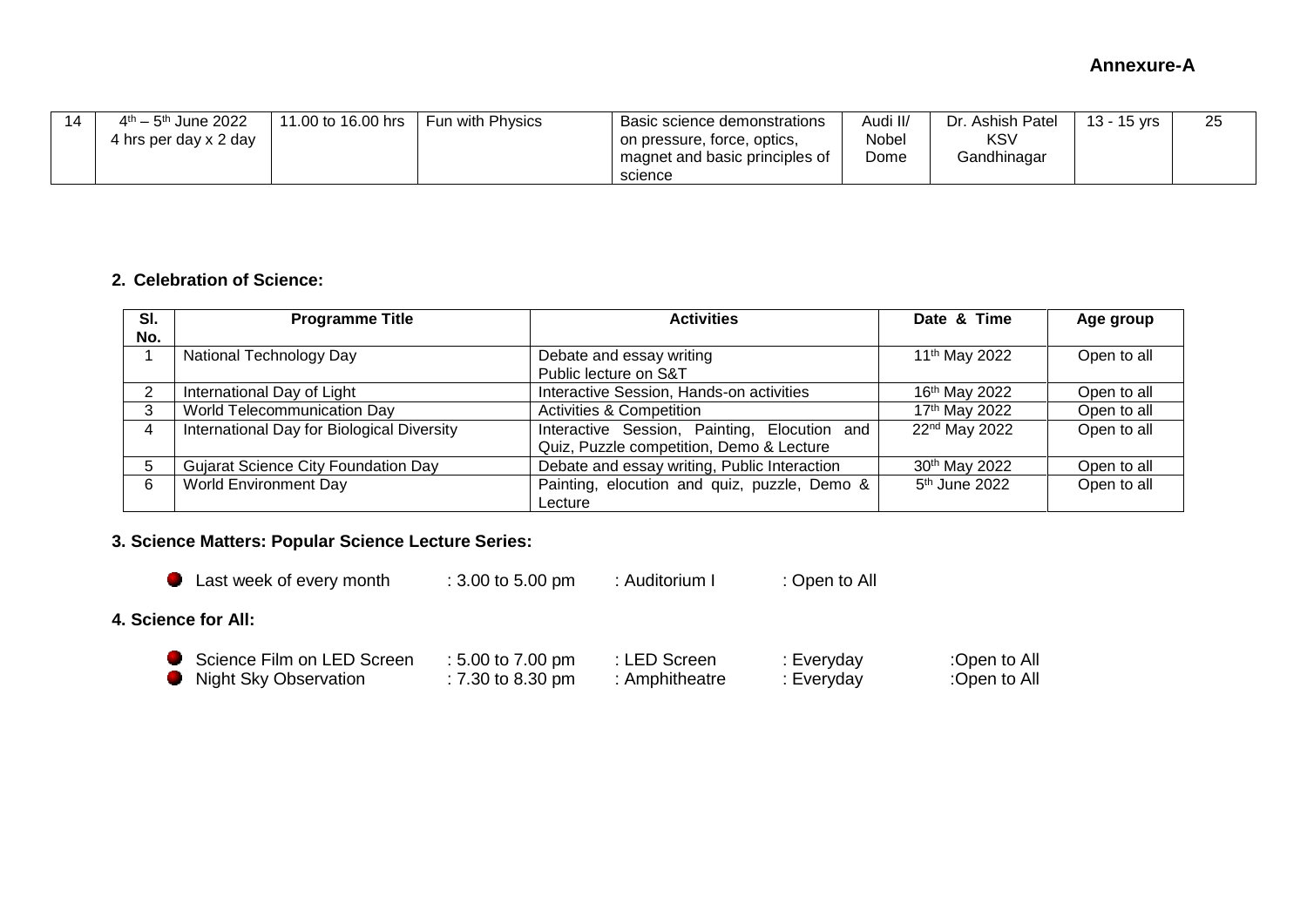**Annexure-A**

| | | | | | | | | |
|---|---|---|---|---|---|---|---|---|
| 14 | 4th – 5th June 2022<br>4 hrs per day x 2 day | 11.00 to 16.00 hrs | Fun with Physics | Basic science demonstrations on pressure, force, optics, magnet and basic principles of science | Audi II/ Nobel Dome | Dr. Ashish Patel KSV Gandhinagar | 13 - 15 yrs | 25 |

## 2. Celebration of Science:

| Sl. No. | Programme Title | Activities | Date & Time | Age group |
|---|---|---|---|---|
| 1 | National Technology Day | Debate and essay writing<br>Public lecture on S&T | 11th May 2022 | Open to all |
| 2 | International Day of Light | Interactive Session, Hands-on activities | 16th May 2022 | Open to all |
| 3 | World Telecommunication Day | Activities & Competition | 17th May 2022 | Open to all |
| 4 | International Day for Biological Diversity | Interactive Session, Painting, Elocution and Quiz, Puzzle competition, Demo & Lecture | 22nd May 2022 | Open to all |
| 5 | Gujarat Science City Foundation Day | Debate and essay writing, Public Interaction | 30th May 2022 | Open to all |
| 6 | World Environment Day | Painting, elocution and quiz, puzzle, Demo & Lecture | 5th June 2022 | Open to all |

## 3. Science Matters: Popular Science Lecture Series:

- Last week of every month : 3.00 to 5.00 pm : Auditorium I : Open to All

## 4. Science for All:

- Science Film on LED Screen : 5.00 to 7.00 pm : LED Screen : Everyday :Open to All
- Night Sky Observation : 7.30 to 8.30 pm : Amphitheatre : Everyday :Open to All